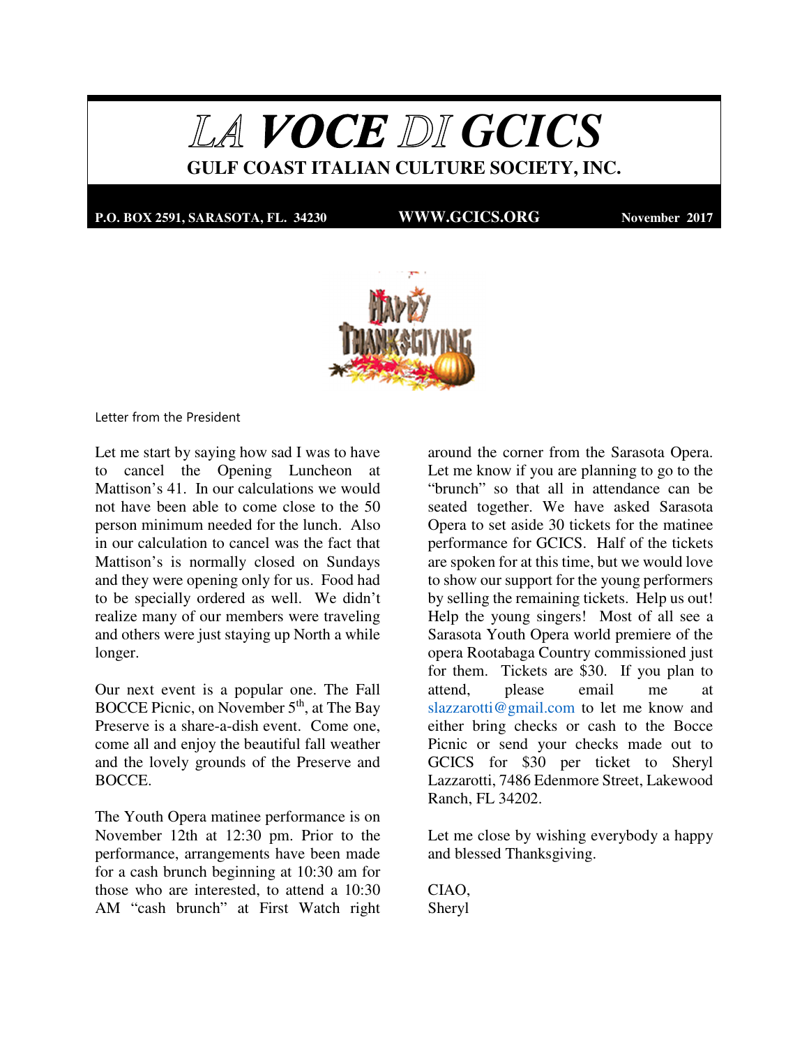# *LA VOCE DI GCICS*

## GULF COAST ITALIAN CULTURE SOCIETY, INC.

**P.O. BOX 2591, SARASOTA, FL. 34230** **WWW.GCICS.ORG** **November 2017**

Letter from the President

Let me start by saying how sad I was to have to cancel the Opening Luncheon at Mattison's 41. In our calculations we would not have been able to come close to the 50 person minimum needed for the lunch. Also in our calculation to cancel was the fact that Mattison's is normally closed on Sundays and they were opening only for us. Food had to be specially ordered as well. We didn't realize many of our members were traveling and others were just staying up North a while longer.

Our next event is a popular one. The Fall BOCCE Picnic, on November 5th, at The Bay Preserve is a share-a-dish event. Come one, come all and enjoy the beautiful fall weather and the lovely grounds of the Preserve and BOCCE.

The Youth Opera matinee performance is on November 12th at 12:30 pm. Prior to the performance, arrangements have been made for a cash brunch beginning at 10:30 am for those who are interested, to attend a 10:30 AM "cash brunch" at First Watch right around the corner from the Sarasota Opera. Let me know if you are planning to go to the "brunch" so that all in attendance can be seated together. We have asked Sarasota Opera to set aside 30 tickets for the matinee performance for GCICS. Half of the tickets are spoken for at this time, but we would love to show our support for the young performers by selling the remaining tickets. Help us out! Help the young singers! Most of all see a Sarasota Youth Opera world premiere of the opera Rootabaga Country commissioned just for them. Tickets are $30. If you plan to attend, please email me at slazzarotti@gmail.com to let me know and either bring checks or cash to the Bocce Picnic or send your checks made out to GCICS for $30 per ticket to Sheryl Lazzarotti, 7486 Edenmore Street, Lakewood Ranch, FL 34202.

Let me close by wishing everybody a happy and blessed Thanksgiving.

CIAO,
Sheryl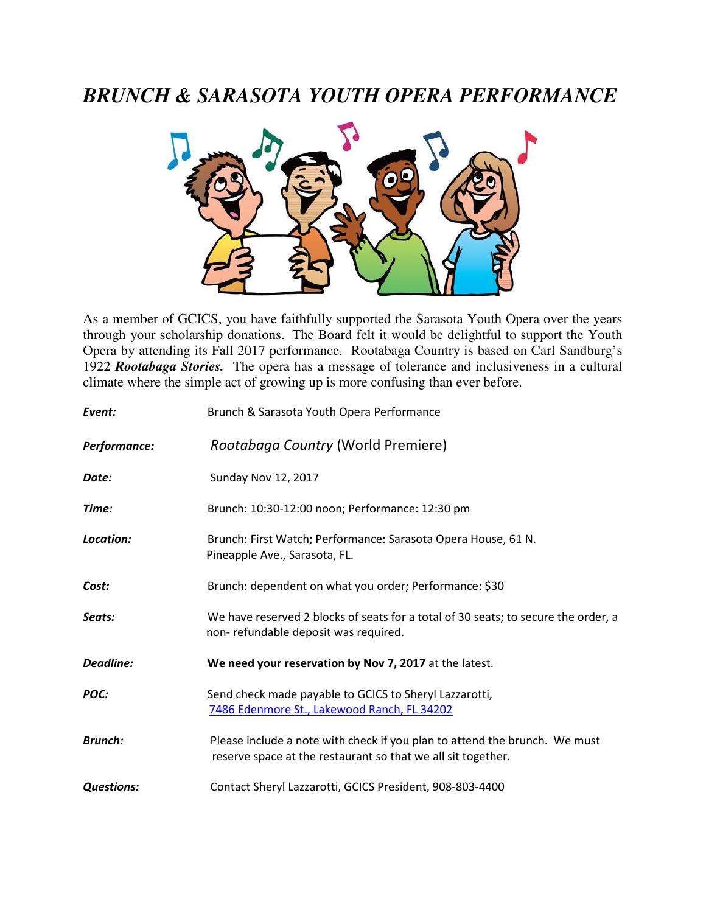# *BRUNCH & SARASOTA YOUTH OPERA PERFORMANCE*

As a member of GCICS, you have faithfully supported the Sarasota Youth Opera over the years through your scholarship donations. The Board felt it would be delightful to support the Youth Opera by attending its Fall 2017 performance. Rootabaga Country is based on Carl Sandburg's 1922 ***Rootabaga Stories.*** The opera has a message of tolerance and inclusiveness in a cultural climate where the simple act of growing up is more confusing than ever before.

***Event:*** Brunch & Sarasota Youth Opera Performance

***Performance:*** *Rootabaga Country* (World Premiere)

***Date:*** Sunday Nov 12, 2017

***Time:*** Brunch: 10:30-12:00 noon; Performance: 12:30 pm

***Location:*** Brunch: First Watch; Performance: Sarasota Opera House, 61 N. Pineapple Ave., Sarasota, FL.

***Cost:*** Brunch: dependent on what you order; Performance: $30

***Seats:*** We have reserved 2 blocks of seats for a total of 30 seats; to secure the order, a non- refundable deposit was required.

***Deadline:*** **We need your reservation by Nov 7, 2017** at the latest.

***POC:*** Send check made payable to GCICS to Sheryl Lazzarotti, 7486 Edenmore St., Lakewood Ranch, FL 34202

***Brunch:*** Please include a note with check if you plan to attend the brunch. We must reserve space at the restaurant so that we all sit together.

***Questions:*** Contact Sheryl Lazzarotti, GCICS President, 908-803-4400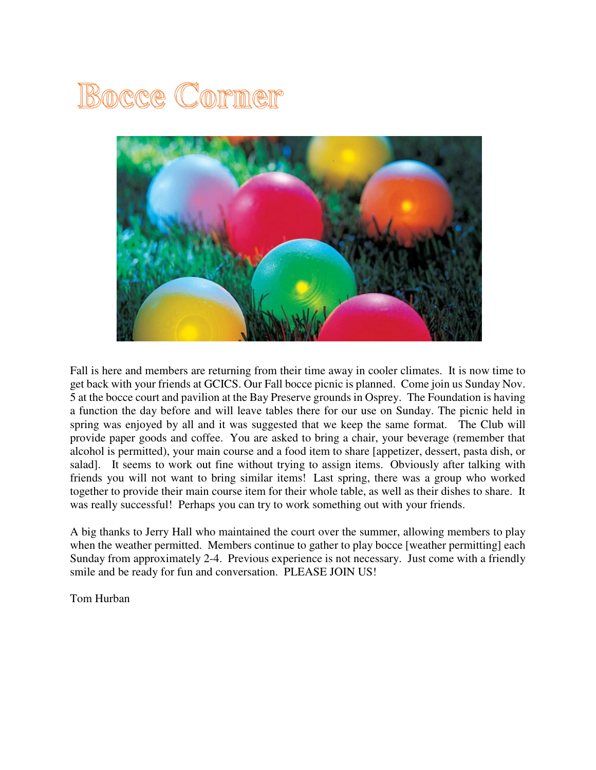# Bocce Corner

Fall is here and members are returning from their time away in cooler climates. It is now time to get back with your friends at GCICS. Our Fall bocce picnic is planned. Come join us Sunday Nov. 5 at the bocce court and pavilion at the Bay Preserve grounds in Osprey. The Foundation is having a function the day before and will leave tables there for our use on Sunday. The picnic held in spring was enjoyed by all and it was suggested that we keep the same format. The Club will provide paper goods and coffee. You are asked to bring a chair, your beverage (remember that alcohol is permitted), your main course and a food item to share [appetizer, dessert, pasta dish, or salad]. It seems to work out fine without trying to assign items. Obviously after talking with friends you will not want to bring similar items! Last spring, there was a group who worked together to provide their main course item for their whole table, as well as their dishes to share. It was really successful! Perhaps you can try to work something out with your friends.

A big thanks to Jerry Hall who maintained the court over the summer, allowing members to play when the weather permitted. Members continue to gather to play bocce [weather permitting] each Sunday from approximately 2-4. Previous experience is not necessary. Just come with a friendly smile and be ready for fun and conversation. PLEASE JOIN US!

Tom Hurban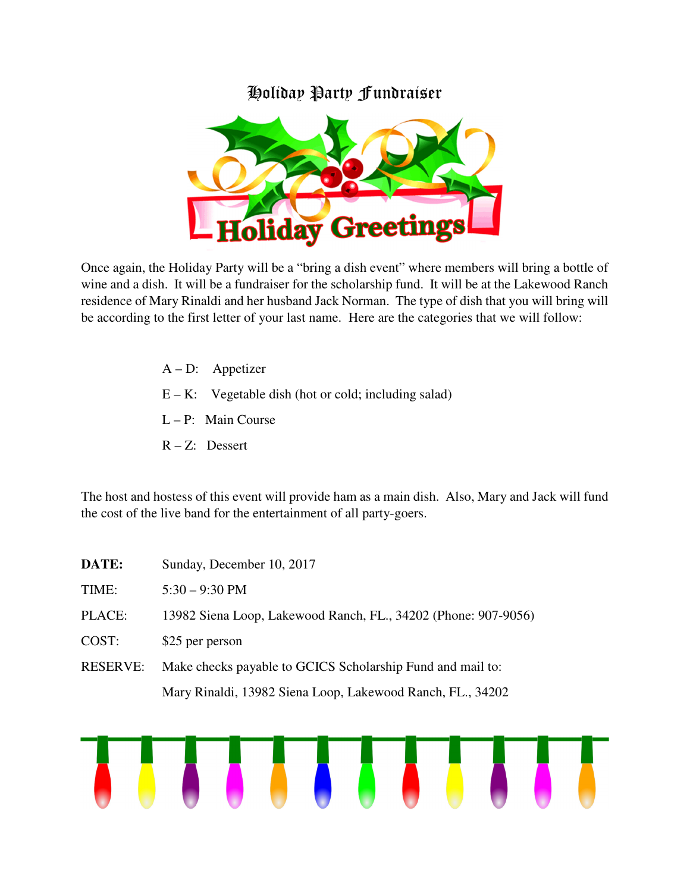# Holiday Party Fundraiser

Once again, the Holiday Party will be a "bring a dish event" where members will bring a bottle of wine and a dish. It will be a fundraiser for the scholarship fund. It will be at the Lakewood Ranch residence of Mary Rinaldi and her husband Jack Norman. The type of dish that you will bring will be according to the first letter of your last name. Here are the categories that we will follow:

A – D: Appetizer

E – K: Vegetable dish (hot or cold; including salad)

L – P: Main Course

R – Z: Dessert

The host and hostess of this event will provide ham as a main dish. Also, Mary and Jack will fund the cost of the live band for the entertainment of all party-goers.

**DATE:** Sunday, December 10, 2017

TIME: 5:30 – 9:30 PM

PLACE: 13982 Siena Loop, Lakewood Ranch, FL., 34202 (Phone: 907-9056)

COST: $25 per person

RESERVE: Make checks payable to GCICS Scholarship Fund and mail to:
Mary Rinaldi, 13982 Siena Loop, Lakewood Ranch, FL., 34202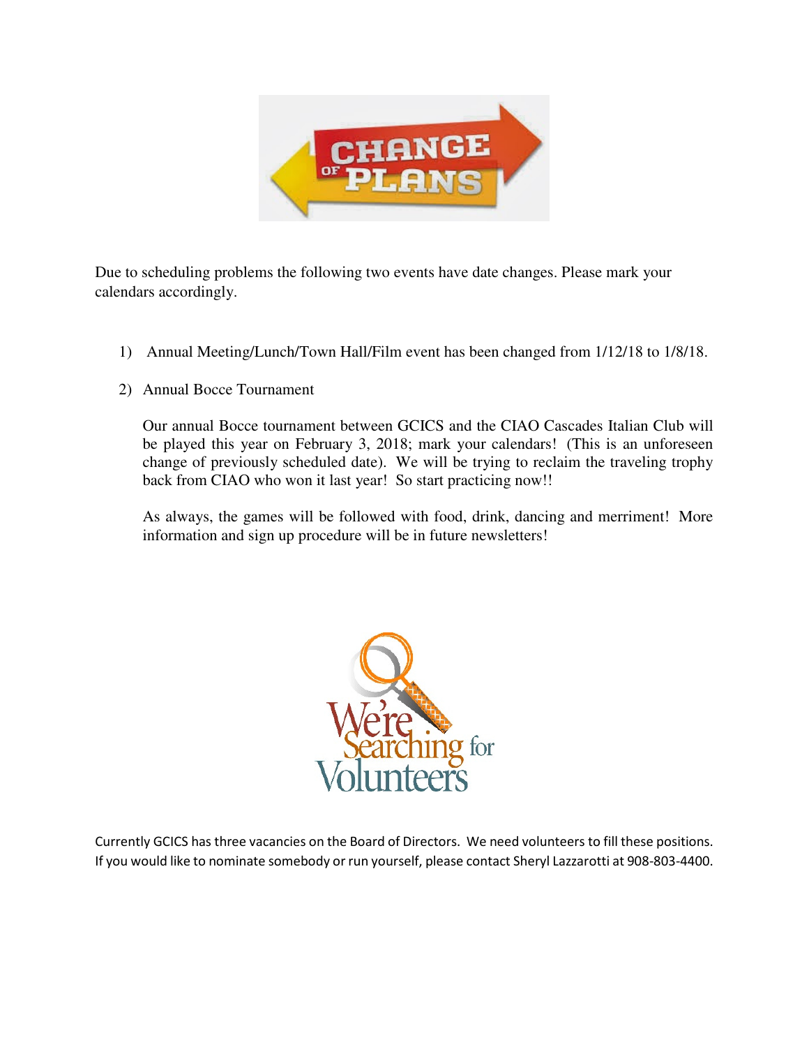# CHANGE OF PLANS

Due to scheduling problems the following two events have date changes. Please mark your calendars accordingly.

1) Annual Meeting/Lunch/Town Hall/Film event has been changed from 1/12/18 to 1/8/18.

2) Annual Bocce Tournament

   Our annual Bocce tournament between GCICS and the CIAO Cascades Italian Club will be played this year on February 3, 2018; mark your calendars! (This is an unforeseen change of previously scheduled date). We will be trying to reclaim the traveling trophy back from CIAO who won it last year! So start practicing now!!

   As always, the games will be followed with food, drink, dancing and merriment! More information and sign up procedure will be in future newsletters!

# We're Searching for Volunteers

Currently GCICS has three vacancies on the Board of Directors. We need volunteers to fill these positions. If you would like to nominate somebody or run yourself, please contact Sheryl Lazzarotti at 908-803-4400.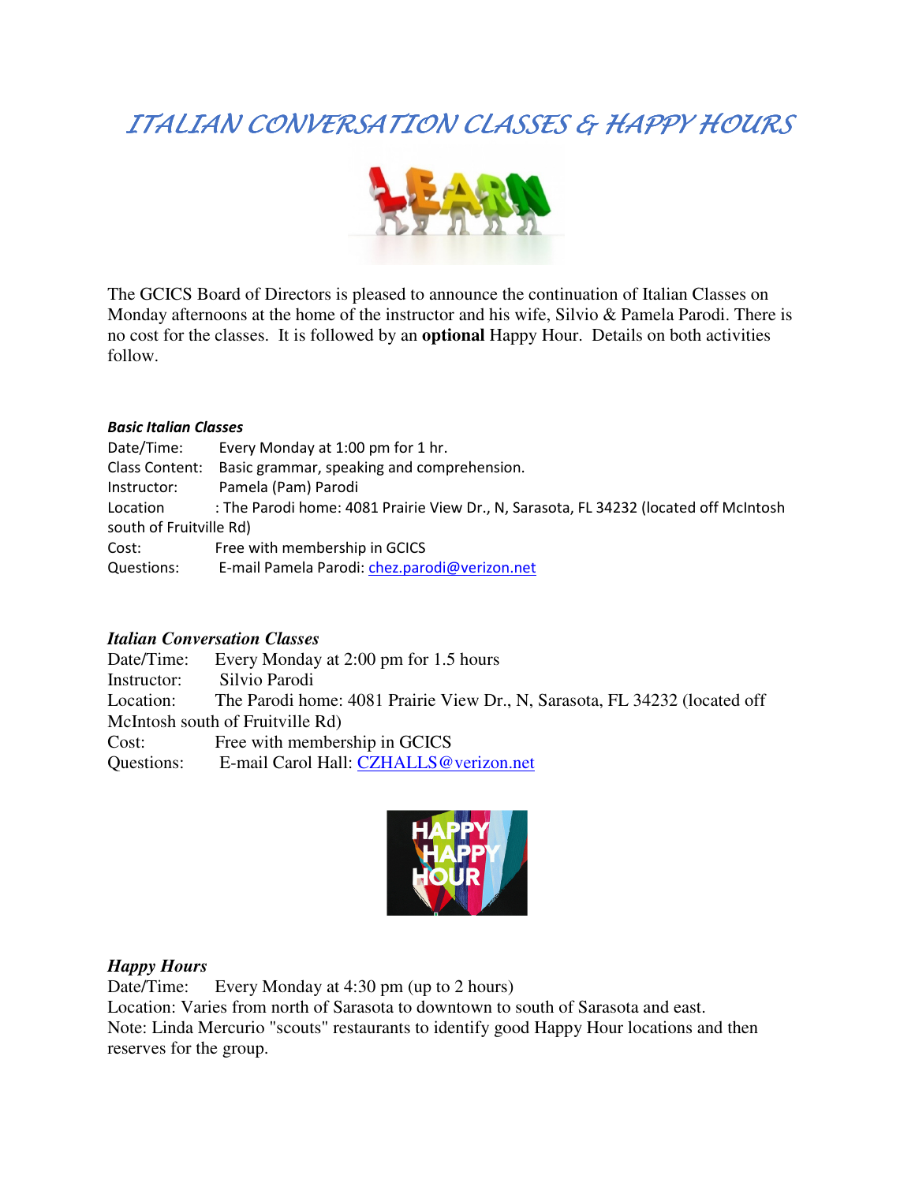# *ITALIAN CONVERSATION CLASSES & HAPPY HOURS*

The GCICS Board of Directors is pleased to announce the continuation of Italian Classes on Monday afternoons at the home of the instructor and his wife, Silvio & Pamela Parodi. There is no cost for the classes. It is followed by an **optional** Happy Hour. Details on both activities follow.

***Basic Italian Classes***

Date/Time: Every Monday at 1:00 pm for 1 hr.
Class Content: Basic grammar, speaking and comprehension.
Instructor: Pamela (Pam) Parodi
Location : The Parodi home: 4081 Prairie View Dr., N, Sarasota, FL 34232 (located off McIntosh south of Fruitville Rd)
Cost: Free with membership in GCICS
Questions: E-mail Pamela Parodi: chez.parodi@verizon.net

***Italian Conversation Classes***

Date/Time: Every Monday at 2:00 pm for 1.5 hours
Instructor: Silvio Parodi
Location: The Parodi home: 4081 Prairie View Dr., N, Sarasota, FL 34232 (located off McIntosh south of Fruitville Rd)
Cost: Free with membership in GCICS
Questions: E-mail Carol Hall: CZHALLS@verizon.net

***Happy Hours***

Date/Time: Every Monday at 4:30 pm (up to 2 hours)
Location: Varies from north of Sarasota to downtown to south of Sarasota and east.
Note: Linda Mercurio "scouts" restaurants to identify good Happy Hour locations and then reserves for the group.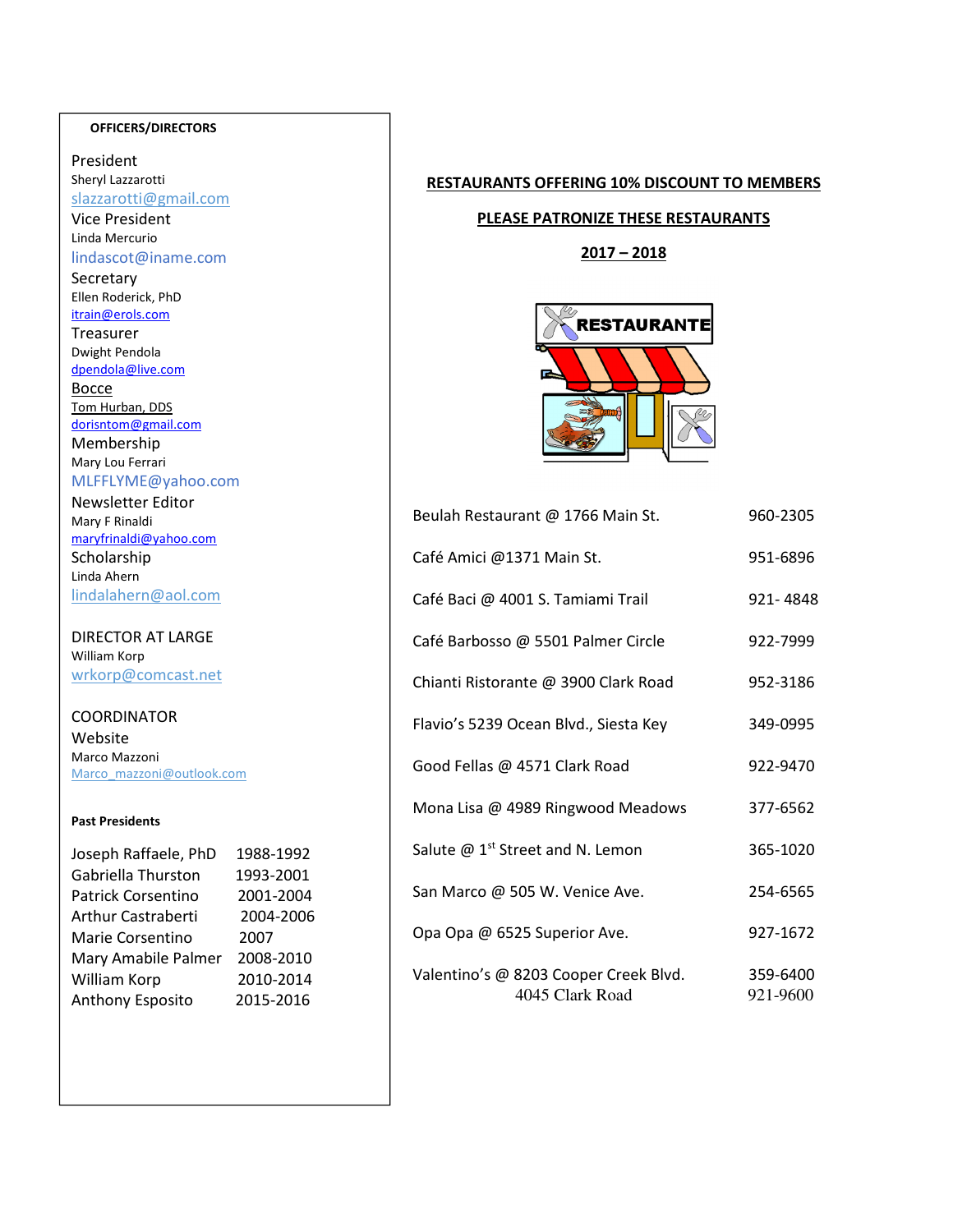**OFFICERS/DIRECTORS**

President
Sheryl Lazzarotti
slazzarotti@gmail.com

Vice President
Linda Mercurio
lindascot@iname.com

Secretary
Ellen Roderick, PhD
itrain@erols.com

Treasurer
Dwight Pendola
dpendola@live.com

Bocce
Tom Hurban, DDS
dorisntom@gmail.com

Membership
Mary Lou Ferrari
MLFFLYME@yahoo.com

Newsletter Editor
Mary F Rinaldi
maryfrinaldi@yahoo.com

Scholarship
Linda Ahern
lindalahern@aol.com

DIRECTOR AT LARGE
William Korp
wrkorp@comcast.net

COORDINATOR
Website
Marco Mazzoni
Marco_mazzoni@outlook.com

**Past Presidents**

| | |
|---|---|
| Joseph Raffaele, PhD | 1988-1992 |
| Gabriella Thurston | 1993-2001 |
| Patrick Corsentino | 2001-2004 |
| Arthur Castraberti | 2004-2006 |
| Marie Corsentino | 2007 |
| Mary Amabile Palmer | 2008-2010 |
| William Korp | 2010-2014 |
| Anthony Esposito | 2015-2016 |

**RESTAURANTS OFFERING 10% DISCOUNT TO MEMBERS**

**PLEASE PATRONIZE THESE RESTAURANTS**

**2017 – 2018**

| | |
|---|---|
| Beulah Restaurant @ 1766 Main St. | 960-2305 |
| Café Amici @1371 Main St. | 951-6896 |
| Café Baci @ 4001 S. Tamiami Trail | 921- 4848 |
| Café Barbosso @ 5501 Palmer Circle | 922-7999 |
| Chianti Ristorante @ 3900 Clark Road | 952-3186 |
| Flavio's 5239 Ocean Blvd., Siesta Key | 349-0995 |
| Good Fellas @ 4571 Clark Road | 922-9470 |
| Mona Lisa @ 4989 Ringwood Meadows | 377-6562 |
| Salute @ 1st Street and N. Lemon | 365-1020 |
| San Marco @ 505 W. Venice Ave. | 254-6565 |
| Opa Opa @ 6525 Superior Ave. | 927-1672 |
| Valentino's @ 8203 Cooper Creek Blvd. | 359-6400 |
| 4045 Clark Road | 921-9600 |